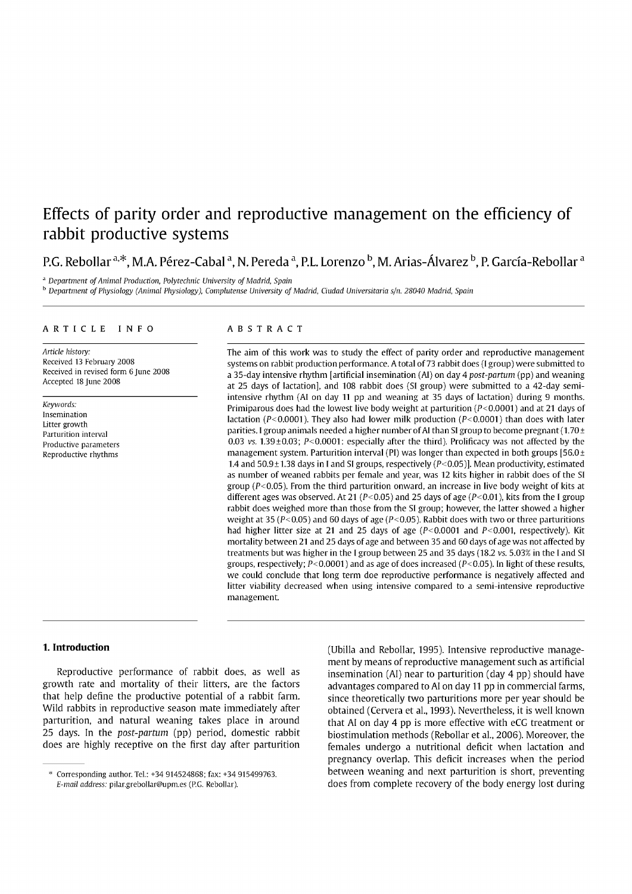# Effects of parity order and reproductive management on the efficiency of rabbit productive systems

P.G. Rebollar [a,*], M.A. Pérez-Cabal [a], N. Pereda [a], P.L. Lorenzo [b], M. Arias-Álvarez [b], P. García-Rebollar [a]

[a] *Department of Animal Production, Polytechnic University of Madrid, Spain*

[b] *Department of Physiology (Animal Physiology), Complutense University of Madrid, Ciudad Universitaria s/n. 28040 Madrid, Spain*

## ARTICLE INFO

*Article history:*
Received 13 February 2008
Received in revised form 6 June 2008
Accepted 18 June 2008

*Keywords:*
Insemination
Litter growth
Parturition interval
Productive parameters
Reproductive rhythms

## ABSTRACT

The aim of this work was to study the effect of parity order and reproductive management systems on rabbit production performance. A total of 73 rabbit does (I group) were submitted to a 35-day intensive rhythm [artificial insemination (AI) on day 4 *post-partum* (pp) and weaning at 25 days of lactation], and 108 rabbit does (SI group) were submitted to a 42-day semi-intensive rhythm (AI on day 11 pp and weaning at 35 days of lactation) during 9 months. Primiparous does had the lowest live body weight at parturition ($P<0.0001$) and at 21 days of lactation ($P<0.0001$). They also had lower milk production ($P<0.0001$) than does with later parities. I group animals needed a higher number of AI than SI group to become pregnant ($1.70\pm0.03$ *vs.* $1.39\pm0.03$; $P<0.0001$: especially after the third). Prolificacy was not affected by the management system. Parturition interval (PI) was longer than expected in both groups [$56.0\pm1.4$ and $50.9\pm1.38$ days in I and SI groups, respectively ($P<0.05$)]. Mean productivity, estimated as number of weaned rabbits per female and year, was 12 kits higher in rabbit does of the SI group ($P<0.05$). From the third parturition onward, an increase in live body weight of kits at different ages was observed. At 21 ($P<0.05$) and 25 days of age ($P<0.01$), kits from the I group rabbit does weighed more than those from the SI group; however, the latter showed a higher weight at 35 ($P<0.05$) and 60 days of age ($P<0.05$). Rabbit does with two or three parturitions had higher litter size at 21 and 25 days of age ($P<0.0001$ and $P<0.001$, respectively). Kit mortality between 21 and 25 days of age and between 35 and 60 days of age was not affected by treatments but was higher in the I group between 25 and 35 days (18.2 *vs.* 5.03% in the I and SI groups, respectively; $P<0.0001$) and as age of does increased ($P<0.05$). In light of these results, we could conclude that long term doe reproductive performance is negatively affected and litter viability decreased when using intensive compared to a semi-intensive reproductive management.

## 1. Introduction

Reproductive performance of rabbit does, as well as growth rate and mortality of their litters, are the factors that help define the productive potential of a rabbit farm. Wild rabbits in reproductive season mate immediately after parturition, and natural weaning takes place in around 25 days. In the *post-partum* (pp) period, domestic rabbit does are highly receptive on the first day after parturition (Ubilla and Rebollar, 1995). Intensive reproductive management by means of reproductive management such as artificial insemination (AI) near to parturition (day 4 pp) should have advantages compared to AI on day 11 pp in commercial farms, since theoretically two parturitions more per year should be obtained (Cervera et al., 1993). Nevertheless, it is well known that AI on day 4 pp is more effective with eCG treatment or biostimulation methods (Rebollar et al., 2006). Moreover, the females undergo a nutritional deficit when lactation and pregnancy overlap. This deficit increases when the period between weaning and next parturition is short, preventing does from complete recovery of the body energy lost during

\* Corresponding author. Tel.: +34 914524868; fax: +34 915499763.
*E-mail address:* pilar.grebollar@upm.es (P.G. Rebollar).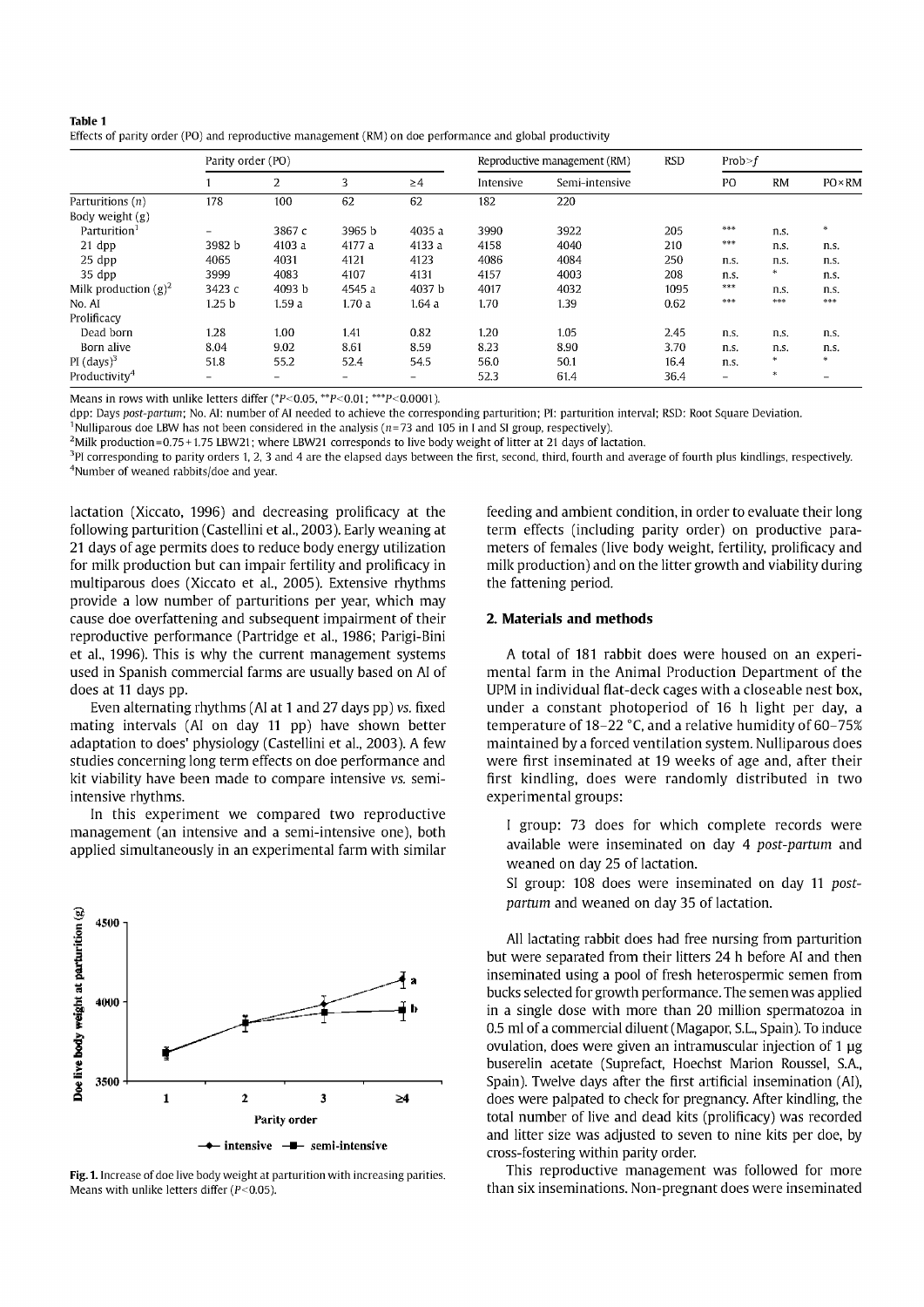**Table 1**
Effects of parity order (PO) and reproductive management (RM) on doe performance and global productivity

| | Parity order (PO) | | | | Reproductive management (RM) | | RSD | Prob>*f* | | |
|---|---|---|---|---|---|---|---|---|---|---|
| | 1 | 2 | 3 | ≥4 | Intensive | Semi-intensive | | PO | RM | PO×RM |
| Parturitions (*n*) | 178 | 100 | 62 | 62 | 182 | 220 | | | | |
| Body weight (g) | | | | | | | | | | |
| Parturition[1] | – | 3867 c | 3965 b | 4035 a | 3990 | 3922 | 205 | *** | n.s. | * |
| 21 dpp | 3982 b | 4103 a | 4177 a | 4133 a | 4158 | 4040 | 210 | *** | n.s. | n.s. |
| 25 dpp | 4065 | 4031 | 4121 | 4123 | 4086 | 4084 | 250 | n.s. | n.s. | n.s. |
| 35 dpp | 3999 | 4083 | 4107 | 4131 | 4157 | 4003 | 208 | n.s. | * | n.s. |
| Milk production (g)[2] | 3423 c | 4093 b | 4545 a | 4037 b | 4017 | 4032 | 1095 | *** | n.s. | n.s. |
| No. AI | 1.25 b | 1.59 a | 1.70 a | 1.64 a | 1.70 | 1.39 | 0.62 | *** | *** | *** |
| Prolificacy | | | | | | | | | | |
| Dead born | 1.28 | 1.00 | 1.41 | 0.82 | 1.20 | 1.05 | 2.45 | n.s. | n.s. | n.s. |
| Born alive | 8.04 | 9.02 | 8.61 | 8.59 | 8.23 | 8.90 | 3.70 | n.s. | n.s. | n.s. |
| PI (days)[3] | 51.8 | 55.2 | 52.4 | 54.5 | 56.0 | 50.1 | 16.4 | n.s. | * | * |
| Productivity[4] | – | – | – | – | 52.3 | 61.4 | 36.4 | – | * | – |

Means in rows with unlike letters differ (*$P<0.05$, **$P<0.01$; ***$P<0.0001$).

dpp: Days *post-partum*; No. AI: number of AI needed to achieve the corresponding parturition; PI: parturition interval; RSD: Root Square Deviation.

[1]Nulliparous doe LBW has not been considered in the analysis ($n=73$ and 105 in I and SI group, respectively).

[2]Milk production=0.75+1.75 LBW21; where LBW21 corresponds to live body weight of litter at 21 days of lactation.

[3]PI corresponding to parity orders 1, 2, 3 and 4 are the elapsed days between the first, second, third, fourth and average of fourth plus kindlings, respectively.

[4]Number of weaned rabbits/doe and year.

lactation (Xiccato, 1996) and decreasing prolificacy at the following parturition (Castellini et al., 2003). Early weaning at 21 days of age permits does to reduce body energy utilization for milk production but can impair fertility and prolificacy in multiparous does (Xiccato et al., 2005). Extensive rhythms provide a low number of parturitions per year, which may cause doe overfattening and subsequent impairment of their reproductive performance (Partridge et al., 1986; Parigi-Bini et al., 1996). This is why the current management systems used in Spanish commercial farms are usually based on AI of does at 11 days pp.

Even alternating rhythms (AI at 1 and 27 days pp) *vs.* fixed mating intervals (AI on day 11 pp) have shown better adaptation to does' physiology (Castellini et al., 2003). A few studies concerning long term effects on doe performance and kit viability have been made to compare intensive *vs.* semi-intensive rhythms.

In this experiment we compared two reproductive management (an intensive and a semi-intensive one), both applied simultaneously in an experimental farm with similar feeding and ambient condition, in order to evaluate their long term effects (including parity order) on productive parameters of females (live body weight, fertility, prolificacy and milk production) and on the litter growth and viability during the fattening period.

**Fig. 1.** Increase of doe live body weight at parturition with increasing parities. Means with unlike letters differ ($P<0.05$).

## 2. Materials and methods

A total of 181 rabbit does were housed on an experimental farm in the Animal Production Department of the UPM in individual flat-deck cages with a closeable nest box, under a constant photoperiod of 16 h light per day, a temperature of 18–22 °C, and a relative humidity of 60–75% maintained by a forced ventilation system. Nulliparous does were first inseminated at 19 weeks of age and, after their first kindling, does were randomly distributed in two experimental groups:

I group: 73 does for which complete records were available were inseminated on day 4 *post-partum* and weaned on day 25 of lactation.

SI group: 108 does were inseminated on day 11 *post-partum* and weaned on day 35 of lactation.

All lactating rabbit does had free nursing from parturition but were separated from their litters 24 h before AI and then inseminated using a pool of fresh heterospermic semen from bucks selected for growth performance. The semen was applied in a single dose with more than 20 million spermatozoa in 0.5 ml of a commercial diluent (Magapor, S.L., Spain). To induce ovulation, does were given an intramuscular injection of 1 µg buserelin acetate (Suprefact, Hoechst Marion Roussel, S.A., Spain). Twelve days after the first artificial insemination (AI), does were palpated to check for pregnancy. After kindling, the total number of live and dead kits (prolificacy) was recorded and litter size was adjusted to seven to nine kits per doe, by cross-fostering within parity order.

This reproductive management was followed for more than six inseminations. Non-pregnant does were inseminated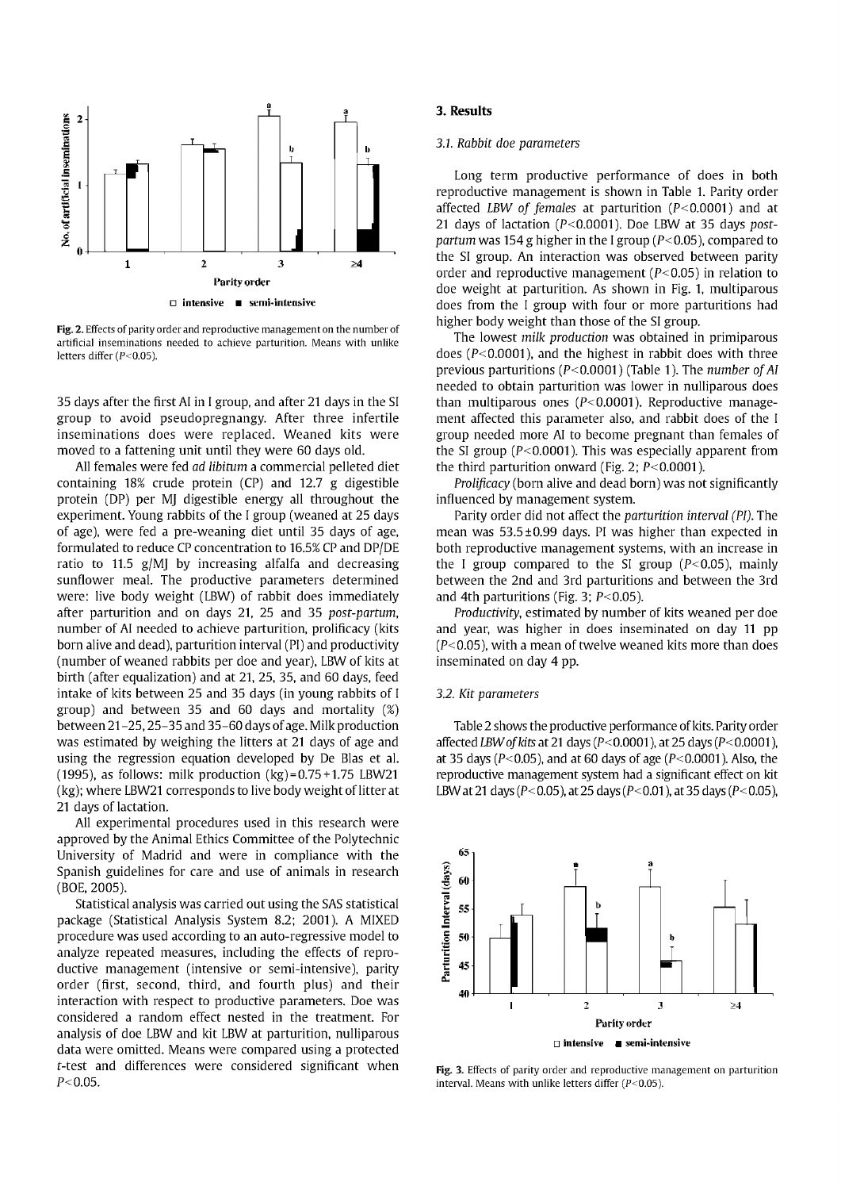Fig. 2. Effects of parity order and reproductive management on the number of artificial inseminations needed to achieve parturition. Means with unlike letters differ ($P<0.05$).

35 days after the first AI in I group, and after 21 days in the SI group to avoid pseudopregnangy. After three infertile inseminations does were replaced. Weaned kits were moved to a fattening unit until they were 60 days old.

All females were fed *ad libitum* a commercial pelleted diet containing 18% crude protein (CP) and 12.7 g digestible protein (DP) per MJ digestible energy all throughout the experiment. Young rabbits of the I group (weaned at 25 days of age), were fed a pre-weaning diet until 35 days of age, formulated to reduce CP concentration to 16.5% CP and DP/DE ratio to 11.5 g/MJ by increasing alfalfa and decreasing sunflower meal. The productive parameters determined were: live body weight (LBW) of rabbit does immediately after parturition and on days 21, 25 and 35 *post-partum*, number of AI needed to achieve parturition, prolificacy (kits born alive and dead), parturition interval (PI) and productivity (number of weaned rabbits per doe and year), LBW of kits at birth (after equalization) and at 21, 25, 35, and 60 days, feed intake of kits between 25 and 35 days (in young rabbits of I group) and between 35 and 60 days and mortality (%) between 21–25, 25–35 and 35–60 days of age. Milk production was estimated by weighing the litters at 21 days of age and using the regression equation developed by De Blas et al. (1995), as follows: milk production (kg) = 0.75 + 1.75 LBW21 (kg); where LBW21 corresponds to live body weight of litter at 21 days of lactation.

All experimental procedures used in this research were approved by the Animal Ethics Committee of the Polytechnic University of Madrid and were in compliance with the Spanish guidelines for care and use of animals in research (BOE, 2005).

Statistical analysis was carried out using the SAS statistical package (Statistical Analysis System 8.2; 2001). A MIXED procedure was used according to an auto-regressive model to analyze repeated measures, including the effects of reproductive management (intensive or semi-intensive), parity order (first, second, third, and fourth plus) and their interaction with respect to productive parameters. Doe was considered a random effect nested in the treatment. For analysis of doe LBW and kit LBW at parturition, nulliparous data were omitted. Means were compared using a protected *t*-test and differences were considered significant when $P<0.05$.

## 3. Results

### 3.1. Rabbit doe parameters

Long term productive performance of does in both reproductive management is shown in Table 1. Parity order affected *LBW of females* at parturition ($P<0.0001$) and at 21 days of lactation ($P<0.0001$). Doe LBW at 35 days *post-partum* was 154 g higher in the I group ($P<0.05$), compared to the SI group. An interaction was observed between parity order and reproductive management ($P<0.05$) in relation to doe weight at parturition. As shown in Fig. 1, multiparous does from the I group with four or more parturitions had higher body weight than those of the SI group.

The lowest *milk production* was obtained in primiparous does ($P<0.0001$), and the highest in rabbit does with three previous parturitions ($P<0.0001$) (Table 1). The *number of AI* needed to obtain parturition was lower in nulliparous does than multiparous ones ($P<0.0001$). Reproductive management affected this parameter also, and rabbit does of the I group needed more AI to become pregnant than females of the SI group ($P<0.0001$). This was especially apparent from the third parturition onward (Fig. 2; $P<0.0001$).

*Prolificacy* (born alive and dead born) was not significantly influenced by management system.

Parity order did not affect the *parturition interval (PI)*. The mean was 53.5 ± 0.99 days. PI was higher than expected in both reproductive management systems, with an increase in the I group compared to the SI group ($P<0.05$), mainly between the 2nd and 3rd parturitions and between the 3rd and 4th parturitions (Fig. 3; $P<0.05$).

*Productivity*, estimated by number of kits weaned per doe and year, was higher in does inseminated on day 11 pp ($P<0.05$), with a mean of twelve weaned kits more than does inseminated on day 4 pp.

### 3.2. Kit parameters

Table 2 shows the productive performance of kits. Parity order affected *LBW of kits* at 21 days ($P<0.0001$), at 25 days ($P<0.0001$), at 35 days ($P<0.05$), and at 60 days of age ($P<0.0001$). Also, the reproductive management system had a significant effect on kit LBW at 21 days ($P<0.05$), at 25 days ($P<0.01$), at 35 days ($P<0.05$),

Fig. 3. Effects of parity order and reproductive management on parturition interval. Means with unlike letters differ ($P<0.05$).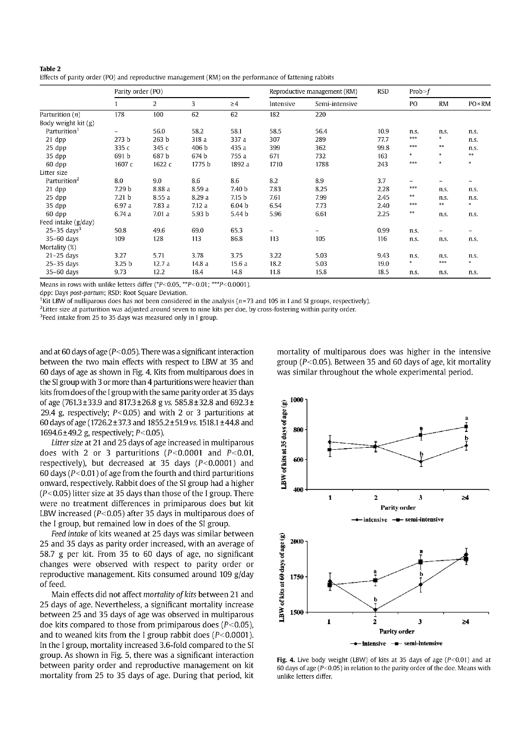**Table 2**
Effects of parity order (PO) and reproductive management (RM) on the performance of fattening rabbits

| | Parity order (PO) | | | | Reproductive management (RM) | | RSD | Prob>*f* | | |
|---|---|---|---|---|---|---|---|---|---|---|
| | 1 | 2 | 3 | ≥4 | Intensive | Semi-intensive | | PO | RM | PO×RM |
| Parturition (*n*) | 178 | 100 | 62 | 62 | 182 | 220 | | | | |
| Body weight kit (g) | | | | | | | | | | |
| Parturition[1] | – | 56.0 | 58.2 | 58.1 | 58.5 | 56.4 | 10.9 | n.s. | n.s. | n.s. |
| 21 dpp | 273 b | 263 b | 318 a | 337 a | 307 | 289 | 77.7 | *** | * | n.s. |
| 25 dpp | 335 c | 345 c | 406 b | 435 a | 399 | 362 | 99.8 | *** | ** | n.s. |
| 35 dpp | 691 b | 687 b | 674 b | 755 a | 671 | 732 | 163 | * | * | ** |
| 60 dpp | 1607 c | 1622 c | 1775 b | 1892 a | 1710 | 1788 | 243 | *** | * | * |
| Litter size | | | | | | | | | | |
| Parturition[2] | 8.0 | 9.0 | 8.6 | 8.6 | 8.2 | 8.9 | 3.7 | – | – | – |
| 21 dpp | 7.29 b | 8.88 a | 8.59 a | 7.40 b | 7.83 | 8.25 | 2.28 | *** | n.s. | n.s. |
| 25 dpp | 7.21 b | 8.55 a | 8.29 a | 7.15 b | 7.61 | 7.99 | 2.45 | ** | n.s. | n.s. |
| 35 dpp | 6.97 a | 7.83 a | 7.12 a | 6.04 b | 6.54 | 7.73 | 2.40 | *** | ** | * |
| 60 dpp | 6.74 a | 7.01 a | 5.93 b | 5.44 b | 5.96 | 6.61 | 2.25 | ** | n.s. | n.s. |
| Feed intake (g/day) | | | | | | | | | | |
| 25–35 days[3] | 50.8 | 49.6 | 69.0 | 65.3 | – | – | 0.99 | n.s. | – | – |
| 35–60 days | 109 | 128 | 113 | 86.8 | 113 | 105 | 116 | n.s. | n.s. | n.s. |
| Mortality (%) | | | | | | | | | | |
| 21–25 days | 3.27 | 5.71 | 3.78 | 3.75 | 3.22 | 5.03 | 9.43 | n.s. | n.s. | n.s. |
| 25–35 days | 3.25 b | 12.7 a | 14.8 a | 15.6 a | 18.2 | 5.03 | 19.0 | * | *** | * |
| 35–60 days | 9.73 | 12.2 | 18.4 | 14.8 | 11.8 | 15.8 | 18.5 | n.s. | n.s. | n.s. |

Means in rows with unlike letters differ (*$P<0.05$, **$P<0.01$; ***$P<0.0001$).
dpp: Days *post-partum*; RSD: Root Square Deviation.
[1]Kit LBW of nulliparous does has not been considered in the analysis ($n=73$ and 105 in I and SI groups, respectively).
[2]Litter size at parturition was adjusted around seven to nine kits per doe, by cross-fostering within parity order.
[3]Feed intake from 25 to 35 days was measured only in I group.

and at 60 days of age ($P<0.05$). There was a significant interaction between the two main effects with respect to LBW at 35 and 60 days of age as shown in Fig. 4. Kits from multiparous does in the SI group with 3 or more than 4 parturitions were heavier than kits from does of the I group with the same parity order at 35 days of age (761.3±33.9 and 817.3±26.8 g *vs.* 585.8±32.8 and 692.3±29.4 g, respectively; $P<0.05$) and with 2 or 3 parturitions at 60 days of age (1726.2±37.3 and 1855.2±51.9 *vs.* 1518.1±44.8 and 1694.6±49.2 g, respectively; $P<0.05$).

*Litter size* at 21 and 25 days of age increased in multiparous does with 2 or 3 parturitions ($P<0.0001$ and $P<0.01$, respectively), but decreased at 35 days ($P<0.0001$) and 60 days ($P<0.01$) of age from the fourth and third parturitions onward, respectively. Rabbit does of the SI group had a higher ($P<0.05$) litter size at 35 days than those of the I group. There were no treatment differences in primiparous does but kit LBW increased ($P<0.05$) after 35 days in multiparous does of the I group, but remained low in does of the SI group.

*Feed intake* of kits weaned at 25 days was similar between 25 and 35 days as parity order increased, with an average of 58.7 g per kit. From 35 to 60 days of age, no significant changes were observed with respect to parity order or reproductive management. Kits consumed around 109 g/day of feed.

Main effects did not affect *mortality of kits* between 21 and 25 days of age. Nevertheless, a significant mortality increase between 25 and 35 days of age was observed in multiparous doe kits compared to those from primiparous does ($P<0.05$), and to weaned kits from the I group rabbit does ($P<0.0001$). In the I group, mortality increased 3.6-fold compared to the SI group. As shown in Fig. 5, there was a significant interaction between parity order and reproductive management on kit mortality from 25 to 35 days of age. During that period, kit mortality of multiparous does was higher in the intensive group ($P<0.05$). Between 35 and 60 days of age, kit mortality was similar throughout the whole experimental period.

**Fig. 4.** Live body weight (LBW) of kits at 35 days of age ($P<0.01$) and at 60 days of age ($P<0.05$) in relation to the parity order of the doe. Means with unlike letters differ.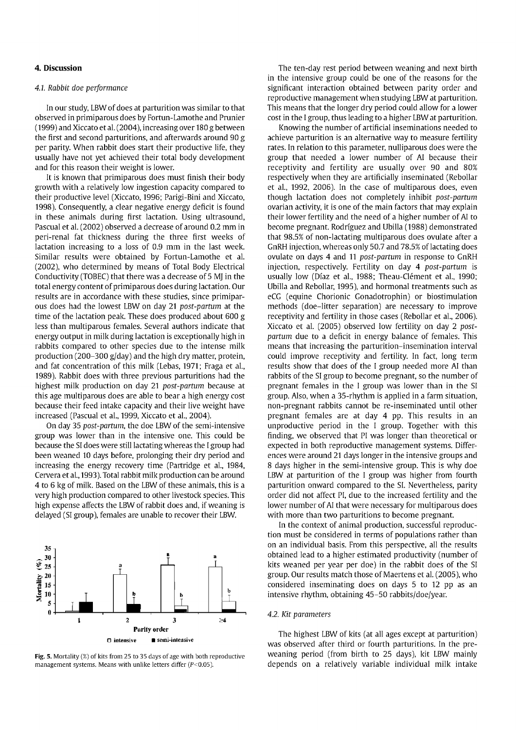## 4. Discussion

### 4.1. Rabbit doe performance

In our study, LBW of does at parturition was similar to that observed in primiparous does by Fortun-Lamothe and Prunier (1999) and Xiccato et al. (2004), increasing over 180 g between the first and second parturitions, and afterwards around 90 g per parity. When rabbit does start their productive life, they usually have not yet achieved their total body development and for this reason their weight is lower.

It is known that primiparous does must finish their body growth with a relatively low ingestion capacity compared to their productive level (Xiccato, 1996; Parigi-Bini and Xiccato, 1998). Consequently, a clear negative energy deficit is found in these animals during first lactation. Using ultrasound, Pascual et al. (2002) observed a decrease of around 0.2 mm in peri-renal fat thickness during the three first weeks of lactation increasing to a loss of 0.9 mm in the last week. Similar results were obtained by Fortun-Lamothe et al. (2002), who determined by means of Total Body Electrical Conductivity (TOBEC) that there was a decrease of 5 MJ in the total energy content of primiparous does during lactation. Our results are in accordance with these studies, since primiparous does had the lowest LBW on day 21 *post-partum* at the time of the lactation peak. These does produced about 600 g less than multiparous females. Several authors indicate that energy output in milk during lactation is exceptionally high in rabbits compared to other species due to the intense milk production (200–300 g/day) and the high dry matter, protein, and fat concentration of this milk (Lebas, 1971; Fraga et al., 1989). Rabbit does with three previous parturitions had the highest milk production on day 21 *post-partum* because at this age multiparous does are able to bear a high energy cost because their feed intake capacity and their live weight have increased (Pascual et al., 1999, Xiccato et al., 2004).

On day 35 *post-partum*, the doe LBW of the semi-intensive group was lower than in the intensive one. This could be because the SI does were still lactating whereas the I group had been weaned 10 days before, prolonging their dry period and increasing the energy recovery time (Partridge et al., 1984, Cervera et al., 1993). Total rabbit milk production can be around 4 to 6 kg of milk. Based on the LBW of these animals, this is a very high production compared to other livestock species. This high expense affects the LBW of rabbit does and, if weaning is delayed (SI group), females are unable to recover their LBW.

**Fig. 5.** Mortality (%) of kits from 25 to 35 days of age with both reproductive management systems. Means with unlike letters differ ($P<0.05$).

The ten-day rest period between weaning and next birth in the intensive group could be one of the reasons for the significant interaction obtained between parity order and reproductive management when studying LBW at parturition. This means that the longer dry period could allow for a lower cost in the I group, thus leading to a higher LBW at parturition.

Knowing the number of artificial inseminations needed to achieve parturition is an alternative way to measure fertility rates. In relation to this parameter, nulliparous does were the group that needed a lower number of AI because their receptivity and fertility are usually over 90 and 80% respectively when they are artificially inseminated (Rebollar et al., 1992, 2006). In the case of multiparous does, even though lactation does not completely inhibit *post-partum* ovarian activity, it is one of the main factors that may explain their lower fertility and the need of a higher number of AI to become pregnant. Rodríguez and Ubilla (1988) demonstrated that 98.5% of non-lactating multiparous does ovulate after a GnRH injection, whereas only 50.7 and 78.5% of lactating does ovulate on days 4 and 11 *post-partum* in response to GnRH injection, respectively. Fertility on day 4 *post-partum* is usually low (Díaz et al., 1988; Theau-Clément et al., 1990; Ubilla and Rebollar, 1995), and hormonal treatments such as eCG (equine Chorionic Gonadotrophin) or biostimulation methods (doe–litter separation) are necessary to improve receptivity and fertility in those cases (Rebollar et al., 2006). Xiccato et al. (2005) observed low fertility on day 2 *post-partum* due to a deficit in energy balance of females. This means that increasing the parturition–insemination interval could improve receptivity and fertility. In fact, long term results show that does of the I group needed more AI than rabbits of the SI group to become pregnant, so the number of pregnant females in the I group was lower than in the SI group. Also, when a 35-rhythm is applied in a farm situation, non-pregnant rabbits cannot be re-inseminated until other pregnant females are at day 4 pp. This results in an unproductive period in the I group. Together with this finding, we observed that PI was longer than theoretical or expected in both reproductive management systems. Differences were around 21 days longer in the intensive groups and 8 days higher in the semi-intensive group. This is why doe LBW at parturition of the I group was higher from fourth parturition onward compared to the SI. Nevertheless, parity order did not affect PI, due to the increased fertility and the lower number of AI that were necessary for multiparous does with more than two parturitions to become pregnant.

In the context of animal production, successful reproduction must be considered in terms of populations rather than on an individual basis. From this perspective, all the results obtained lead to a higher estimated productivity (number of kits weaned per year per doe) in the rabbit does of the SI group. Our results match those of Maertens et al. (2005), who considered inseminating does on days 5 to 12 pp as an intensive rhythm, obtaining 45–50 rabbits/doe/year.

### 4.2. Kit parameters

The highest LBW of kits (at all ages except at parturition) was observed after third or fourth parturitions. In the pre-weaning period (from birth to 25 days), kit LBW mainly depends on a relatively variable individual milk intake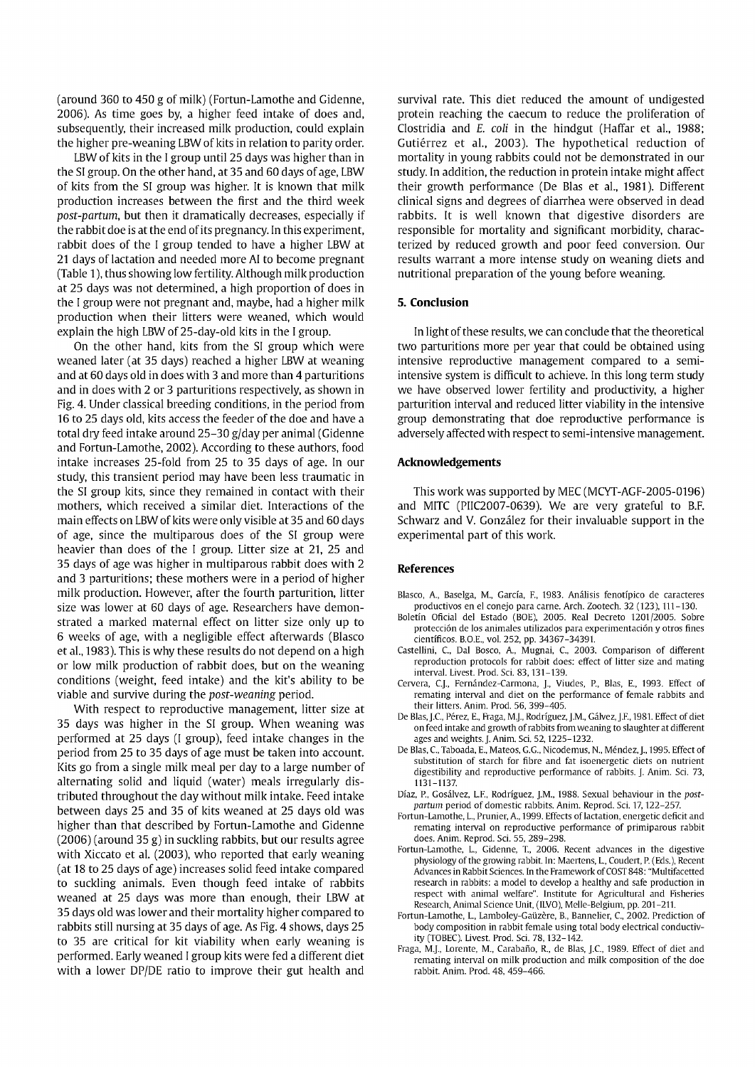(around 360 to 450 g of milk) (Fortun-Lamothe and Gidenne, 2006). As time goes by, a higher feed intake of does and, subsequently, their increased milk production, could explain the higher pre-weaning LBW of kits in relation to parity order.

LBW of kits in the I group until 25 days was higher than in the SI group. On the other hand, at 35 and 60 days of age, LBW of kits from the SI group was higher. It is known that milk production increases between the first and the third week *post-partum*, but then it dramatically decreases, especially if the rabbit doe is at the end of its pregnancy. In this experiment, rabbit does of the I group tended to have a higher LBW at 21 days of lactation and needed more AI to become pregnant (Table 1), thus showing low fertility. Although milk production at 25 days was not determined, a high proportion of does in the I group were not pregnant and, maybe, had a higher milk production when their litters were weaned, which would explain the high LBW of 25-day-old kits in the I group.

On the other hand, kits from the SI group which were weaned later (at 35 days) reached a higher LBW at weaning and at 60 days old in does with 3 and more than 4 parturitions and in does with 2 or 3 parturitions respectively, as shown in Fig. 4. Under classical breeding conditions, in the period from 16 to 25 days old, kits access the feeder of the doe and have a total dry feed intake around 25–30 g/day per animal (Gidenne and Fortun-Lamothe, 2002). According to these authors, food intake increases 25-fold from 25 to 35 days of age. In our study, this transient period may have been less traumatic in the SI group kits, since they remained in contact with their mothers, which received a similar diet. Interactions of the main effects on LBW of kits were only visible at 35 and 60 days of age, since the multiparous does of the SI group were heavier than does of the I group. Litter size at 21, 25 and 35 days of age was higher in multiparous rabbit does with 2 and 3 parturitions; these mothers were in a period of higher milk production. However, after the fourth parturition, litter size was lower at 60 days of age. Researchers have demonstrated a marked maternal effect on litter size only up to 6 weeks of age, with a negligible effect afterwards (Blasco et al., 1983). This is why these results do not depend on a high or low milk production of rabbit does, but on the weaning conditions (weight, feed intake) and the kit's ability to be viable and survive during the *post-weaning* period.

With respect to reproductive management, litter size at 35 days was higher in the SI group. When weaning was performed at 25 days (I group), feed intake changes in the period from 25 to 35 days of age must be taken into account. Kits go from a single milk meal per day to a large number of alternating solid and liquid (water) meals irregularly distributed throughout the day without milk intake. Feed intake between days 25 and 35 of kits weaned at 25 days old was higher than that described by Fortun-Lamothe and Gidenne (2006) (around 35 g) in suckling rabbits, but our results agree with Xiccato et al. (2003), who reported that early weaning (at 18 to 25 days of age) increases solid feed intake compared to suckling animals. Even though feed intake of rabbits weaned at 25 days was more than enough, their LBW at 35 days old was lower and their mortality higher compared to rabbits still nursing at 35 days of age. As Fig. 4 shows, days 25 to 35 are critical for kit viability when early weaning is performed. Early weaned I group kits were fed a different diet with a lower DP/DE ratio to improve their gut health and survival rate. This diet reduced the amount of undigested protein reaching the caecum to reduce the proliferation of Clostridia and *E. coli* in the hindgut (Haffar et al., 1988; Gutiérrez et al., 2003). The hypothetical reduction of mortality in young rabbits could not be demonstrated in our study. In addition, the reduction in protein intake might affect their growth performance (De Blas et al., 1981). Different clinical signs and degrees of diarrhea were observed in dead rabbits. It is well known that digestive disorders are responsible for mortality and significant morbidity, characterized by reduced growth and poor feed conversion. Our results warrant a more intense study on weaning diets and nutritional preparation of the young before weaning.

## 5. Conclusion

In light of these results, we can conclude that the theoretical two parturitions more per year that could be obtained using intensive reproductive management compared to a semi-intensive system is difficult to achieve. In this long term study we have observed lower fertility and productivity, a higher parturition interval and reduced litter viability in the intensive group demonstrating that doe reproductive performance is adversely affected with respect to semi-intensive management.

## Acknowledgements

This work was supported by MEC (MCYT-AGF-2005-0196) and MITC (PIIC2007-0639). We are very grateful to B.F. Schwarz and V. González for their invaluable support in the experimental part of this work.

## References

Blasco, A., Baselga, M., García, F., 1983. Análisis fenotípico de caracteres productivos en el conejo para carne. Arch. Zootech. 32 (123), 111–130.

Boletín Oficial del Estado (BOE), 2005. Real Decreto 1201/2005. Sobre protección de los animales utilizados para experimentación y otros fines científicos. B.O.E., vol. 252, pp. 34367–34391.

Castellini, C., Dal Bosco, A., Mugnai, C., 2003. Comparison of different reproduction protocols for rabbit does: effect of litter size and mating interval. Livest. Prod. Sci. 83, 131–139.

Cervera, C.J., Fernández-Carmona, J., Viudes, P., Blas, E., 1993. Effect of remating interval and diet on the performance of female rabbits and their litters. Anim. Prod. 56, 399–405.

De Blas, J.C., Pérez, E., Fraga, M.J., Rodríguez, J.M., Gálvez, J.F., 1981. Effect of diet on feed intake and growth of rabbits from weaning to slaughter at different ages and weights. J. Anim. Sci. 52, 1225–1232.

De Blas, C., Taboada, E., Mateos, G.G., Nicodemus, N., Méndez, J., 1995. Effect of substitution of starch for fibre and fat isoenergetic diets on nutrient digestibility and reproductive performance of rabbits. J. Anim. Sci. 73, 1131–1137.

Díaz, P., Gosálvez, L.F., Rodríguez, J.M., 1988. Sexual behaviour in the *post-partum* period of domestic rabbits. Anim. Reprod. Sci. 17, 122–257.

Fortun-Lamothe, L., Prunier, A., 1999. Effects of lactation, energetic deficit and remating interval on reproductive performance of primiparous rabbit does. Anim. Reprod. Sci. 55, 289–298.

Fortun-Lamothe, L., Gidenne, T., 2006. Recent advances in the digestive physiology of the growing rabbit. In: Maertens, L., Coudert, P. (Eds.), Recent Advances in Rabbit Sciences. In the Framework of COST 848: "Multifacetted research in rabbits: a model to develop a healthy and safe production in respect with animal welfare". Institute for Agricultural and Fisheries Research, Animal Science Unit, (ILVO), Melle-Belgium, pp. 201–211.

Fortun-Lamothe, L., Lamboley-Gaüzère, B., Bannelier, C., 2002. Prediction of body composition in rabbit female using total body electrical conductivity (TOBEC). Livest. Prod. Sci. 78, 132–142.

Fraga, M.J., Lorente, M., Carabaño, R., de Blas, J.C., 1989. Effect of diet and remating interval on milk production and milk composition of the doe rabbit. Anim. Prod. 48, 459–466.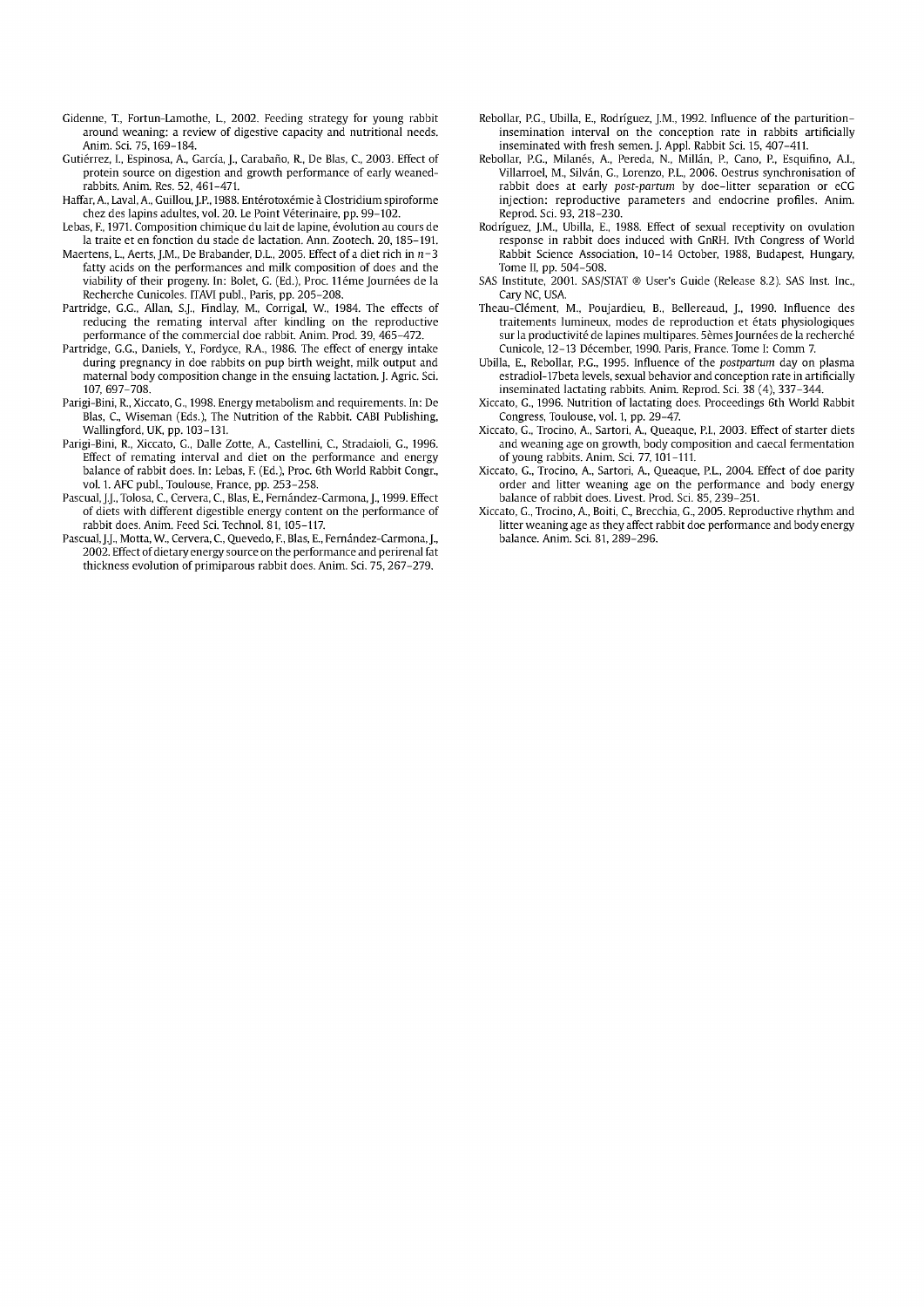Gidenne, T., Fortun-Lamothe, L., 2002. Feeding strategy for young rabbit around weaning: a review of digestive capacity and nutritional needs. Anim. Sci. 75, 169–184.

Gutiérrez, I., Espinosa, A., García, J., Carabaño, R., De Blas, C., 2003. Effect of protein source on digestion and growth performance of early weaned-rabbits. Anim. Res. 52, 461–471.

Haffar, A., Laval, A., Guillou, J.P., 1988. Entérotoxémie à Clostridium spiroforme chez des lapins adultes, vol. 20. Le Point Véterinaire, pp. 99–102.

Lebas, F., 1971. Composition chimique du lait de lapine, évolution au cours de la traite et en fonction du stade de lactation. Ann. Zootech. 20, 185–191.

Maertens, L., Aerts, J.M., De Brabander, D.L., 2005. Effect of a diet rich in $n-3$ fatty acids on the performances and milk composition of does and the viability of their progeny. In: Bolet, G. (Ed.), Proc. 11éme Journées de la Recherche Cunicoles. ITAVI publ., Paris, pp. 205–208.

Partridge, G.G., Allan, S.J., Findlay, M., Corrigal, W., 1984. The effects of reducing the remating interval after kindling on the reproductive performance of the commercial doe rabbit. Anim. Prod. 39, 465–472.

Partridge, G.G., Daniels, Y., Fordyce, R.A., 1986. The effect of energy intake during pregnancy in doe rabbits on pup birth weight, milk output and maternal body composition change in the ensuing lactation. J. Agric. Sci. 107, 697–708.

Parigi-Bini, R., Xiccato, G., 1998. Energy metabolism and requirements. In: De Blas, C., Wiseman (Eds.), The Nutrition of the Rabbit. CABI Publishing, Wallingford, UK, pp. 103–131.

Parigi-Bini, R., Xiccato, G., Dalle Zotte, A., Castellini, C., Stradaioli, G., 1996. Effect of remating interval and diet on the performance and energy balance of rabbit does. In: Lebas, F. (Ed.), Proc. 6th World Rabbit Congr., vol. 1. AFC publ., Toulouse, France, pp. 253–258.

Pascual, J.J., Tolosa, C., Cervera, C., Blas, E., Fernández-Carmona, J., 1999. Effect of diets with different digestible energy content on the performance of rabbit does. Anim. Feed Sci. Technol. 81, 105–117.

Pascual, J.J., Motta, W., Cervera, C., Quevedo, F., Blas, E., Fernández-Carmona, J., 2002. Effect of dietary energy source on the performance and perirenal fat thickness evolution of primiparous rabbit does. Anim. Sci. 75, 267–279.

Rebollar, P.G., Ubilla, E., Rodríguez, J.M., 1992. Influence of the parturition–insemination interval on the conception rate in rabbits artificially inseminated with fresh semen. J. Appl. Rabbit Sci. 15, 407–411.

Rebollar, P.G., Milanés, A., Pereda, N., Millán, P., Cano, P., Esquifino, A.I., Villarroel, M., Silván, G., Lorenzo, P.L., 2006. Oestrus synchronisation of rabbit does at early *post-partum* by doe–litter separation or eCG injection: reproductive parameters and endocrine profiles. Anim. Reprod. Sci. 93, 218–230.

Rodríguez, J.M., Ubilla, E., 1988. Effect of sexual receptivity on ovulation response in rabbit does induced with GnRH. IVth Congress of World Rabbit Science Association, 10–14 October, 1988, Budapest, Hungary, Tome II, pp. 504–508.

SAS Institute, 2001. SAS/STAT ® User's Guide (Release 8.2). SAS Inst. Inc., Cary NC, USA.

Theau-Clément, M., Poujardieu, B., Bellereaud, J., 1990. Influence des traitements lumineux, modes de reproduction et états physiologiques sur la productivité de lapines multipares. 5èmes Journées de la recherché Cunicole, 12–13 Décember, 1990. Paris, France. Tome I: Comm 7.

Ubilla, E., Rebollar, P.G., 1995. Influence of the *postpartum* day on plasma estradiol-17beta levels, sexual behavior and conception rate in artificially inseminated lactating rabbits. Anim. Reprod. Sci. 38 (4), 337–344.

Xiccato, G., 1996. Nutrition of lactating does. Proceedings 6th World Rabbit Congress, Toulouse, vol. 1, pp. 29–47.

Xiccato, G., Trocino, A., Sartori, A., Queaque, P.I., 2003. Effect of starter diets and weaning age on growth, body composition and caecal fermentation of young rabbits. Anim. Sci. 77, 101–111.

Xiccato, G., Trocino, A., Sartori, A., Queaque, P.L., 2004. Effect of doe parity order and litter weaning age on the performance and body energy balance of rabbit does. Livest. Prod. Sci. 85, 239–251.

Xiccato, G., Trocino, A., Boiti, C., Brecchia, G., 2005. Reproductive rhythm and litter weaning age as they affect rabbit doe performance and body energy balance. Anim. Sci. 81, 289–296.